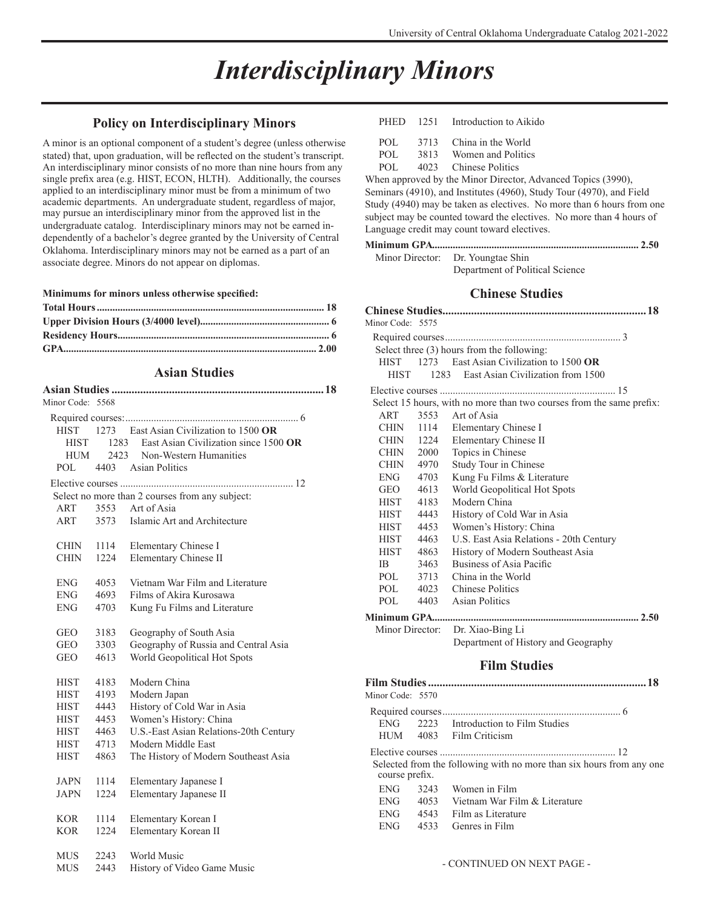# Interdisciplinary Minors

## Policy on Interdisciplinary Minors

A minor is an optional component of a student's degree (unless otherwise stated) that, upon graduation, will be reflected on the student's transcript. An interdisciplinary minor consists of no more than nine hours from any single prefix area (e.g. HIST, ECON, HLTH). Additionally, the courses applied to an interdisciplinary minor must be from a minimum of two academic departments. An undergraduate student, regardless of major, may pursue an interdisciplinary minor from the approved list in the undergraduate catalog. Interdisciplinary minors may not be earned independently of a bachelor's degree granted by the University of Central Oklahoma. Interdisciplinary minors may not be earned as a part of an associate degree. Minors do not appear on diplomas.

**Minimums for minors unless otherwise specified:**

**Total Hours ............ 18**
**Upper Division Hours (3/4000 level) ............ 6**
**Residency Hours ............ 6**
**GPA ............ 2.00**

## Asian Studies

**Asian Studies ............ 18**
Minor Code: 5568

Required courses: ............ 6

| | | |
|---|---|---|
| HIST | 1273 | East Asian Civilization to 1500 **OR** |
| HIST | 1283 | East Asian Civilization since 1500 **OR** |
| HUM | 2423 | Non-Western Humanities |
| POL | 4403 | Asian Politics |

Elective courses ............ 12

Select no more than 2 courses from any subject:

| | | |
|---|---|---|
| ART | 3553 | Art of Asia |
| ART | 3573 | Islamic Art and Architecture |
| CHIN | 1114 | Elementary Chinese I |
| CHIN | 1224 | Elementary Chinese II |
| ENG | 4053 | Vietnam War Film and Literature |
| ENG | 4693 | Films of Akira Kurosawa |
| ENG | 4703 | Kung Fu Films and Literature |
| GEO | 3183 | Geography of South Asia |
| GEO | 3303 | Geography of Russia and Central Asia |
| GEO | 4613 | World Geopolitical Hot Spots |
| HIST | 4183 | Modern China |
| HIST | 4193 | Modern Japan |
| HIST | 4443 | History of Cold War in Asia |
| HIST | 4453 | Women's History: China |
| HIST | 4463 | U.S.-East Asian Relations-20th Century |
| HIST | 4713 | Modern Middle East |
| HIST | 4863 | The History of Modern Southeast Asia |
| JAPN | 1114 | Elementary Japanese I |
| JAPN | 1224 | Elementary Japanese II |
| KOR | 1114 | Elementary Korean I |
| KOR | 1224 | Elementary Korean II |
| MUS | 2243 | World Music |
| MUS | 2443 | History of Video Game Music |
| PHED | 1251 | Introduction to Aikido |
| POL | 3713 | China in the World |
| POL | 3813 | Women and Politics |
| POL | 4023 | Chinese Politics |

When approved by the Minor Director, Advanced Topics (3990), Seminars (4910), and Institutes (4960), Study Tour (4970), and Field Study (4940) may be taken as electives. No more than 6 hours from one subject may be counted toward the electives. No more than 4 hours of Language credit may count toward electives.

**Minimum GPA ............ 2.50**

Minor Director: Dr. Youngtae Shin
Department of Political Science

## Chinese Studies

**Chinese Studies ............ 18**
Minor Code: 5575

Required courses ............ 3

Select three (3) hours from the following:

| | | |
|---|---|---|
| HIST | 1273 | East Asian Civilization to 1500 **OR** |
| HIST | 1283 | East Asian Civilization from 1500 |

Elective courses ............ 15

Select 15 hours, with no more than two courses from the same prefix:

| | | |
|---|---|---|
| ART | 3553 | Art of Asia |
| CHIN | 1114 | Elementary Chinese I |
| CHIN | 1224 | Elementary Chinese II |
| CHIN | 2000 | Topics in Chinese |
| CHIN | 4970 | Study Tour in Chinese |
| ENG | 4703 | Kung Fu Films & Literature |
| GEO | 4613 | World Geopolitical Hot Spots |
| HIST | 4183 | Modern China |
| HIST | 4443 | History of Cold War in Asia |
| HIST | 4453 | Women's History: China |
| HIST | 4463 | U.S. East Asia Relations - 20th Century |
| HIST | 4863 | History of Modern Southeast Asia |
| IB | 3463 | Business of Asia Pacific |
| POL | 3713 | China in the World |
| POL | 4023 | Chinese Politics |
| POL | 4403 | Asian Politics |

**Minimum GPA ............ 2.50**

Minor Director: Dr. Xiao-Bing Li
Department of History and Geography

## Film Studies

**Film Studies ............ 18**
Minor Code: 5570

Required courses ............ 6

| | | |
|---|---|---|
| ENG | 2223 | Introduction to Film Studies |
| HUM | 4083 | Film Criticism |

Elective courses ............ 12

Selected from the following with no more than six hours from any one course prefix.

| | | |
|---|---|---|
| ENG | 3243 | Women in Film |
| ENG | 4053 | Vietnam War Film & Literature |
| ENG | 4543 | Film as Literature |
| ENG | 4533 | Genres in Film |

- CONTINUED ON NEXT PAGE -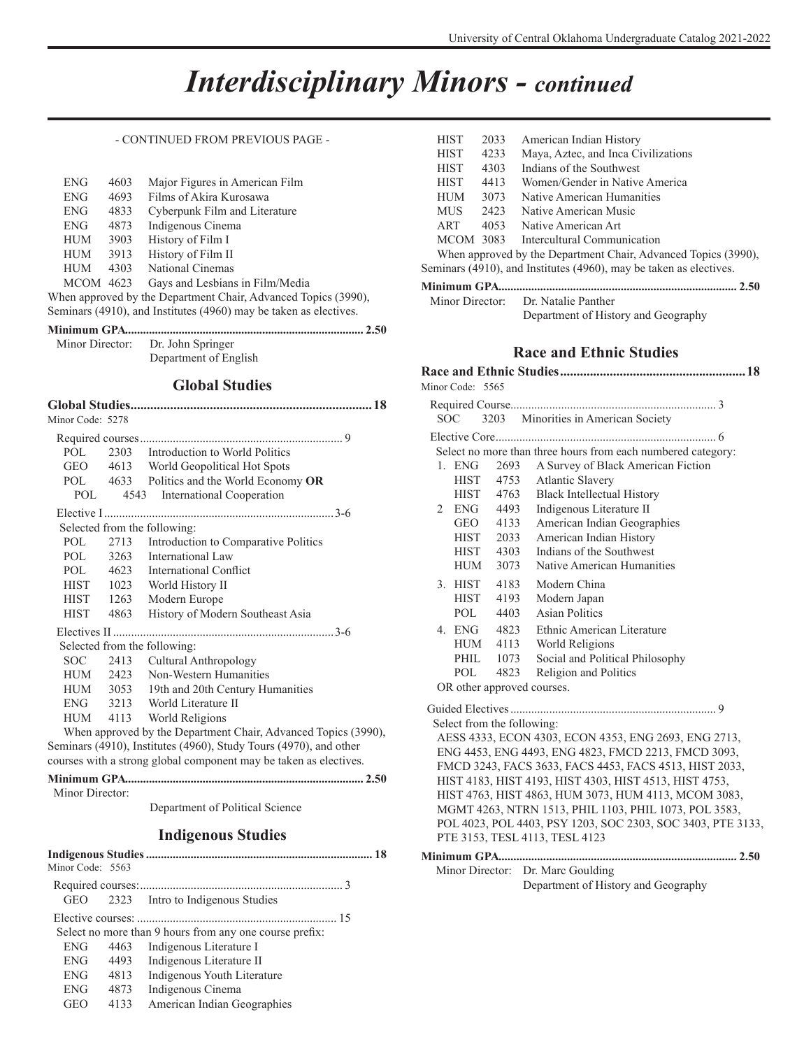# Interdisciplinary Minors - *continued*

- CONTINUED FROM PREVIOUS PAGE -

| | | |
|---|---|---|
| ENG | 4603 | Major Figures in American Film |
| ENG | 4693 | Films of Akira Kurosawa |
| ENG | 4833 | Cyberpunk Film and Literature |
| ENG | 4873 | Indigenous Cinema |
| HUM | 3903 | History of Film I |
| HUM | 3913 | History of Film II |
| HUM | 4303 | National Cinemas |
| MCOM | 4623 | Gays and Lesbians in Film/Media |

When approved by the Department Chair, Advanced Topics (3990), Seminars (4910), and Institutes (4960) may be taken as electives.

**Minimum GPA............................................................................... 2.50**

Minor Director: Dr. John Springer
Department of English

## Global Studies

**Global Studies........................................................................ 18**

Minor Code: 5278

Required courses.................................................................... 9

| | | |
|---|---|---|
| POL | 2303 | Introduction to World Politics |
| GEO | 4613 | World Geopolitical Hot Spots |
| POL | 4633 | Politics and the World Economy **OR** |
| POL | 4543 | International Cooperation |

Elective I............................................................................ 3-6

Selected from the following:

| | | |
|---|---|---|
| POL | 2713 | Introduction to Comparative Politics |
| POL | 3263 | International Law |
| POL | 4623 | International Conflict |
| HIST | 1023 | World History II |
| HIST | 1263 | Modern Europe |
| HIST | 4863 | History of Modern Southeast Asia |

Electives II.......................................................................... 3-6

Selected from the following:

| | | |
|---|---|---|
| SOC | 2413 | Cultural Anthropology |
| HUM | 2423 | Non-Western Humanities |
| HUM | 3053 | 19th and 20th Century Humanities |
| ENG | 3213 | World Literature II |
| HUM | 4113 | World Religions |

When approved by the Department Chair, Advanced Topics (3990), Seminars (4910), Institutes (4960), Study Tours (4970), and other courses with a strong global component may be taken as electives.

**Minimum GPA............................................................................... 2.50**

Minor Director:
Department of Political Science

## Indigenous Studies

**Indigenous Studies ........................................................................... 18**

Minor Code: 5563

Required courses:.................................................................... 3

| | | |
|---|---|---|
| GEO | 2323 | Intro to Indigenous Studies |

Elective courses: ................................................................... 15

Select no more than 9 hours from any one course prefix:

| | | |
|---|---|---|
| ENG | 4463 | Indigenous Literature I |
| ENG | 4493 | Indigenous Literature II |
| ENG | 4813 | Indigenous Youth Literature |
| ENG | 4873 | Indigenous Cinema |
| GEO | 4133 | American Indian Geographies |
| HIST | 2033 | American Indian History |
| HIST | 4233 | Maya, Aztec, and Inca Civilizations |
| HIST | 4303 | Indians of the Southwest |
| HIST | 4413 | Women/Gender in Native America |
| HUM | 3073 | Native American Humanities |
| MUS | 2423 | Native American Music |
| ART | 4053 | Native American Art |
| MCOM | 3083 | Intercultural Communication |

When approved by the Department Chair, Advanced Topics (3990), Seminars (4910), and Institutes (4960), may be taken as electives.

**Minimum GPA............................................................................... 2.50**

Minor Director: Dr. Natalie Panther
Department of History and Geography

## Race and Ethnic Studies

**Race and Ethnic Studies........................................................ 18**

Minor Code: 5565

Required Course..................................................................... 3

| | | |
|---|---|---|
| SOC | 3203 | Minorities in American Society |

Elective Core.......................................................................... 6

Select no more than three hours from each numbered category:

| | | | |
|---|---|---|---|
| 1. | ENG | 2693 | A Survey of Black American Fiction |
| | HIST | 4753 | Atlantic Slavery |
| | HIST | 4763 | Black Intellectual History |
| 2 | ENG | 4493 | Indigenous Literature II |
| | GEO | 4133 | American Indian Geographies |
| | HIST | 2033 | American Indian History |
| | HIST | 4303 | Indians of the Southwest |
| | HUM | 3073 | Native American Humanities |
| 3. | HIST | 4183 | Modern China |
| | HIST | 4193 | Modern Japan |
| | POL | 4403 | Asian Politics |
| 4. | ENG | 4823 | Ethnic American Literature |
| | HUM | 4113 | World Religions |
| | PHIL | 1073 | Social and Political Philosophy |
| | POL | 4823 | Religion and Politics |

OR other approved courses.

Guided Electives..................................................................... 9

Select from the following:

AESS 4333, ECON 4303, ECON 4353, ENG 2693, ENG 2713, ENG 4453, ENG 4493, ENG 4823, FMCD 2213, FMCD 3093, FMCD 3243, FACS 3633, FACS 4453, FACS 4513, HIST 2033, HIST 4183, HIST 4193, HIST 4303, HIST 4513, HIST 4753, HIST 4763, HIST 4863, HUM 3073, HUM 4113, MCOM 3083, MGMT 4263, NTRN 1513, PHIL 1103, PHIL 1073, POL 3583, POL 4023, POL 4403, PSY 1203, SOC 2303, SOC 3403, PTE 3133, PTE 3153, TESL 4113, TESL 4123

**Minimum GPA............................................................................... 2.50**

Minor Director: Dr. Marc Goulding
Department of History and Geography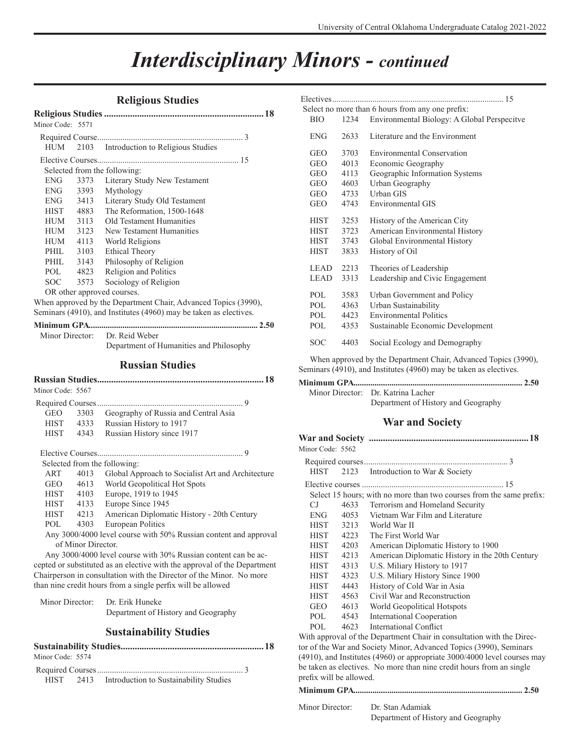# Interdisciplinary Minors - *continued*

## Religious Studies

**Religious Studies .................................................................... 18**

Minor Code: 5571

Required Course..................................................................... 3

| | | |
|---|---|---|
| HUM | 2103 | Introduction to Religious Studies |

Elective Courses................................................................... 15

Selected from the following:

| | | |
|---|---|---|
| ENG | 3373 | Literary Study New Testament |
| ENG | 3393 | Mythology |
| ENG | 3413 | Literary Study Old Testament |
| HIST | 4883 | The Reformation, 1500-1648 |
| HUM | 3113 | Old Testament Humanities |
| HUM | 3123 | New Testament Humanities |
| HUM | 4113 | World Religions |
| PHIL | 3103 | Ethical Theory |
| PHIL | 3143 | Philosophy of Religion |
| POL | 4823 | Religion and Politics |
| SOC | 3573 | Sociology of Religion |

OR other approved courses.

When approved by the Department Chair, Advanced Topics (3990), Seminars (4910), and Institutes (4960) may be taken as electives.

**Minimum GPA.............................................................................. 2.50**

Minor Director: Dr. Reid Weber
Department of Humanities and Philosophy

## Russian Studies

**Russian Studies....................................................................... 18**

Minor Code: 5567

Required Courses..................................................................... 9

| | | |
|---|---|---|
| GEO | 3303 | Geography of Russia and Central Asia |
| HIST | 4333 | Russian History to 1917 |
| HIST | 4343 | Russian History since 1917 |

Elective Courses..................................................................... 9

Selected from the following:

| | | |
|---|---|---|
| ART | 4013 | Global Approach to Socialist Art and Architecture |
| GEO | 4613 | World Geopolitical Hot Spots |
| HIST | 4103 | Europe, 1919 to 1945 |
| HIST | 4133 | Europe Since 1945 |
| HIST | 4213 | American Diplomatic History - 20th Century |
| POL | 4303 | European Politics |

Any 3000/4000 level course with 50% Russian content and approval of Minor Director.

Any 3000/4000 level course with 30% Russian content can be accepted or substituted as an elective with the approval of the Department Chairperson in consultation with the Director of the Minor. No more than nine credit hours from a single perfix will be allowed

Minor Director: Dr. Erik Huneke
Department of History and Geography

## Sustainability Studies

**Sustainability Studies............................................................ 18**

Minor Code: 5574

Required Courses..................................................................... 3

| | | |
|---|---|---|
| HIST | 2413 | Introduction to Sustainability Studies |

Electives................................................................................. 15

Select no more than 6 hours from any one prefix:

| | | |
|---|---|---|
| BIO | 1234 | Environmental Biology: A Global Perspecitve |
| ENG | 2633 | Literature and the Environment |
| GEO | 3703 | Environmental Conservation |
| GEO | 4013 | Economic Geography |
| GEO | 4113 | Geographic Information Systems |
| GEO | 4603 | Urban Geography |
| GEO | 4733 | Urban GIS |
| GEO | 4743 | Environmental GIS |
| HIST | 3253 | History of the American City |
| HIST | 3723 | American Environmental History |
| HIST | 3743 | Global Environmental History |
| HIST | 3833 | History of Oil |
| LEAD | 2213 | Theories of Leadership |
| LEAD | 3313 | Leadership and Civic Engagement |
| POL | 3583 | Urban Government and Policy |
| POL | 4363 | Urban Sustainability |
| POL | 4423 | Environmental Politics |
| POL | 4353 | Sustainable Economic Development |
| SOC | 4403 | Social Ecology and Demography |

When approved by the Department Chair, Advanced Topics (3990), Seminars (4910), and Institutes (4960) may be taken as electives.

**Minimum GPA.............................................................................. 2.50**

Minor Director: Dr. Katrina Lacher
Department of History and Geography

## War and Society

**War and Society .................................................................... 18**

Minor Code: 5562

Required courses..................................................................... 3

| | | |
|---|---|---|
| HIST | 2123 | Introduction to War & Society |

Elective courses ................................................................... 15

Select 15 hours; with no more than two courses from the same prefix:

| | | |
|---|---|---|
| CJ | 4633 | Terrorism and Homeland Security |
| ENG | 4053 | Vietnam War Film and Literature |
| HIST | 3213 | World War II |
| HIST | 4223 | The First World War |
| HIST | 4203 | American Diplomatic History to 1900 |
| HIST | 4213 | American Diplomatic History in the 20th Century |
| HIST | 4313 | U.S. Miliary History to 1917 |
| HIST | 4323 | U.S. Miliary History Since 1900 |
| HIST | 4443 | History of Cold War in Asia |
| HIST | 4563 | Civil War and Reconstruction |
| GEO | 4613 | World Geopolitical Hotspots |
| POL | 4543 | International Cooperation |
| POL | 4623 | International Conflict |

With approval of the Department Chair in consultation with the Director of the War and Society Minor, Advanced Topics (3990), Seminars (4910), and Institutes (4960) or appropriate 3000/4000 level courses may be taken as electives. No more than nine credit hours from an single prefix will be allowed.

**Minimum GPA.............................................................................. 2.50**

Minor Director: Dr. Stan Adamiak
Department of History and Geography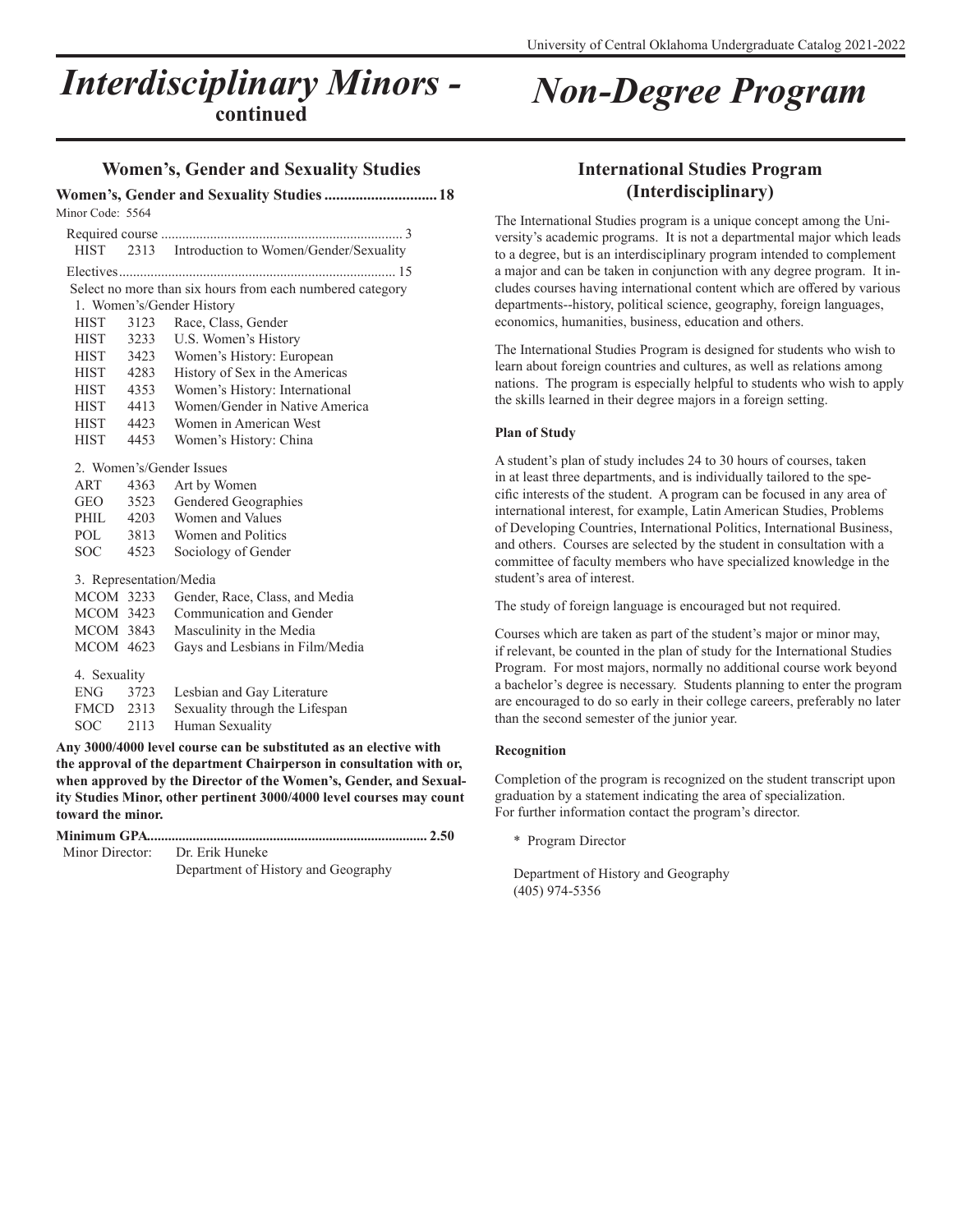# Interdisciplinary Minors - continued

## Women's, Gender and Sexuality Studies

**Women's, Gender and Sexuality Studies ............................. 18**

Minor Code: 5564

Required course .................................................................... 3

| | | |
|---|---|---|
| HIST | 2313 | Introduction to Women/Gender/Sexuality |

Electives ............................................................................ 15

Select no more than six hours from each numbered category

1. Women's/Gender History

| | | |
|---|---|---|
| HIST | 3123 | Race, Class, Gender |
| HIST | 3233 | U.S. Women's History |
| HIST | 3423 | Women's History: European |
| HIST | 4283 | History of Sex in the Americas |
| HIST | 4353 | Women's History: International |
| HIST | 4413 | Women/Gender in Native America |
| HIST | 4423 | Women in American West |
| HIST | 4453 | Women's History: China |

2. Women's/Gender Issues

| | | |
|---|---|---|
| ART | 4363 | Art by Women |
| GEO | 3523 | Gendered Geographies |
| PHIL | 4203 | Women and Values |
| POL | 3813 | Women and Politics |
| SOC | 4523 | Sociology of Gender |

3. Representation/Media

| | | |
|---|---|---|
| MCOM | 3233 | Gender, Race, Class, and Media |
| MCOM | 3423 | Communication and Gender |
| MCOM | 3843 | Masculinity in the Media |
| MCOM | 4623 | Gays and Lesbians in Film/Media |

4. Sexuality

| | | |
|---|---|---|
| ENG | 3723 | Lesbian and Gay Literature |
| FMCD | 2313 | Sexuality through the Lifespan |
| SOC | 2113 | Human Sexuality |

**Any 3000/4000 level course can be substituted as an elective with the approval of the department Chairperson in consultation with or, when approved by the Director of the Women's, Gender, and Sexuality Studies Minor, other pertinent 3000/4000 level courses may count toward the minor.**

**Minimum GPA................................................................................ 2.50**

Minor Director: Dr. Erik Huneke
Department of History and Geography

# Non-Degree Program

## International Studies Program (Interdisciplinary)

The International Studies program is a unique concept among the University's academic programs. It is not a departmental major which leads to a degree, but is an interdisciplinary program intended to complement a major and can be taken in conjunction with any degree program. It includes courses having international content which are offered by various departments--history, political science, geography, foreign languages, economics, humanities, business, education and others.

The International Studies Program is designed for students who wish to learn about foreign countries and cultures, as well as relations among nations. The program is especially helpful to students who wish to apply the skills learned in their degree majors in a foreign setting.

**Plan of Study**

A student's plan of study includes 24 to 30 hours of courses, taken in at least three departments, and is individually tailored to the specific interests of the student. A program can be focused in any area of international interest, for example, Latin American Studies, Problems of Developing Countries, International Politics, International Business, and others. Courses are selected by the student in consultation with a committee of faculty members who have specialized knowledge in the student's area of interest.

The study of foreign language is encouraged but not required.

Courses which are taken as part of the student's major or minor may, if relevant, be counted in the plan of study for the International Studies Program. For most majors, normally no additional course work beyond a bachelor's degree is necessary. Students planning to enter the program are encouraged to do so early in their college careers, preferably no later than the second semester of the junior year.

**Recognition**

Completion of the program is recognized on the student transcript upon graduation by a statement indicating the area of specialization.
For further information contact the program's director.

\* Program Director

Department of History and Geography
(405) 974-5356